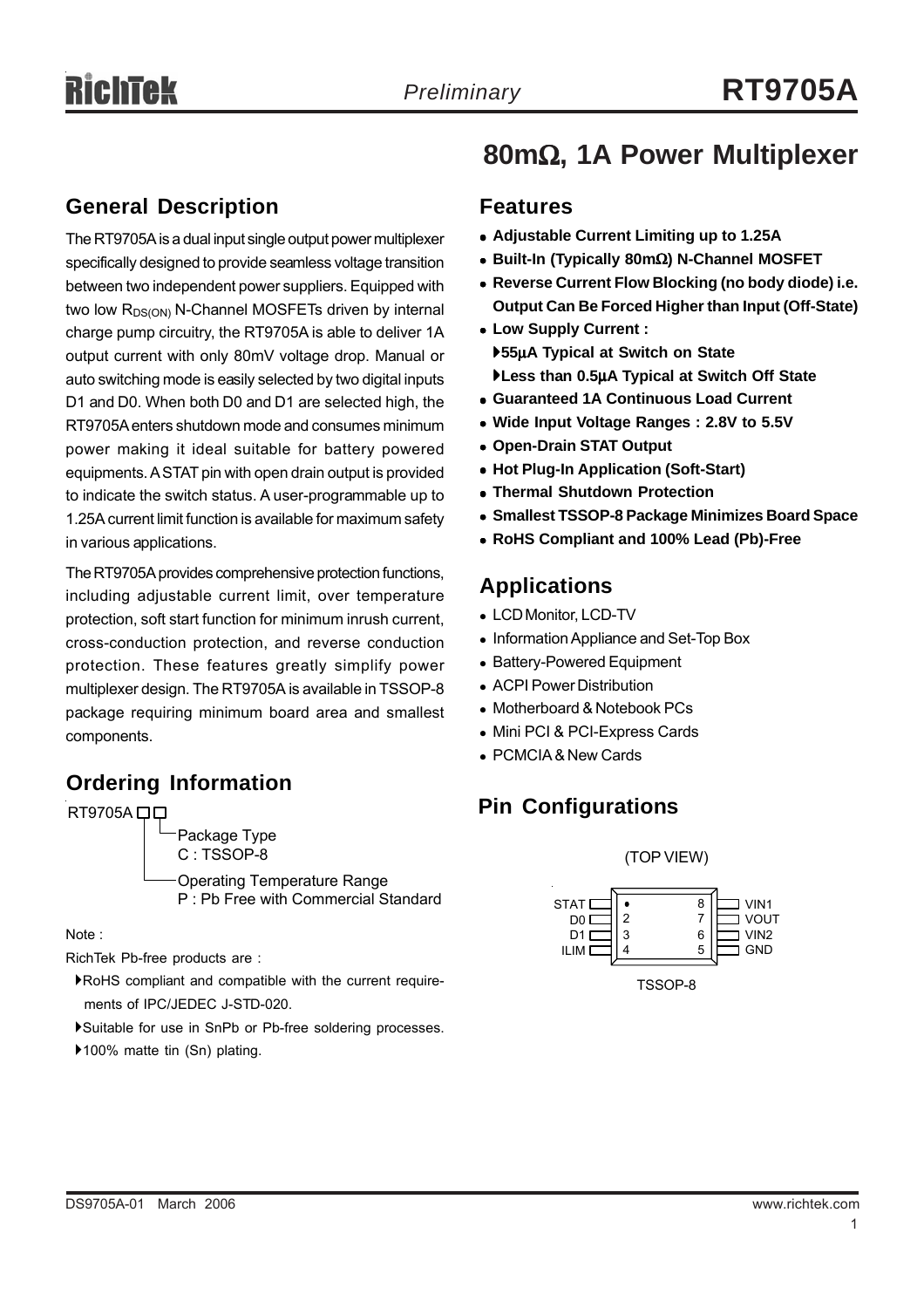# 80mΩ, 1A Power Multiplexer

## General Description

The RT9705A is a dual input single output power multiplexer specifically designed to provide seamless voltage transition between two independent power suppliers. Equipped with two low $R_{DS(ON)}$ N-Channel MOSFETs driven by internal charge pump circuitry, the RT9705A is able to deliver 1A output current with only 80mV voltage drop. Manual or auto switching mode is easily selected by two digital inputs D1 and D0. When both D0 and D1 are selected high, the RT9705A enters shutdown mode and consumes minimum power making it ideal suitable for battery powered equipments. A STAT pin with open drain output is provided to indicate the switch status. A user-programmable up to 1.25A current limit function is available for maximum safety in various applications.

The RT9705A provides comprehensive protection functions, including adjustable current limit, over temperature protection, soft start function for minimum inrush current, cross-conduction protection, and reverse conduction protection. These features greatly simplify power multiplexer design. The RT9705A is available in TSSOP-8 package requiring minimum board area and smallest components.

## Ordering Information

RT9705A □□

- Package Type
  - C : TSSOP-8
- Operating Temperature Range
  - P : Pb Free with Commercial Standard

Note :

RichTek Pb-free products are :

- RoHS compliant and compatible with the current requirements of IPC/JEDEC J-STD-020.
- Suitable for use in SnPb or Pb-free soldering processes.
- 100% matte tin (Sn) plating.

## Features

- **Adjustable Current Limiting up to 1.25A**
- **Built-In (Typically 80mΩ) N-Channel MOSFET**
- **Reverse Current Flow Blocking (no body diode) i.e. Output Can Be Forced Higher than Input (Off-State)**
- **Low Supply Current :**
  - **55μA Typical at Switch on State**
  - **Less than 0.5μA Typical at Switch Off State**
- **Guaranteed 1A Continuous Load Current**
- **Wide Input Voltage Ranges : 2.8V to 5.5V**
- **Open-Drain STAT Output**
- **Hot Plug-In Application (Soft-Start)**
- **Thermal Shutdown Protection**
- **Smallest TSSOP-8 Package Minimizes Board Space**
- **RoHS Compliant and 100% Lead (Pb)-Free**

## Applications

- LCD Monitor, LCD-TV
- Information Appliance and Set-Top Box
- Battery-Powered Equipment
- ACPI Power Distribution
- Motherboard & Notebook PCs
- Mini PCI & PCI-Express Cards
- PCMCIA & New Cards

## Pin Configurations

(TOP VIEW)

| Pin | Name | Pin | Name |
|---|---|---|---|
| 1 | STAT | 8 | VIN1 |
| 2 | D0 | 7 | VOUT |
| 3 | D1 | 6 | VIN2 |
| 4 | ILIM | 5 | GND |

TSSOP-8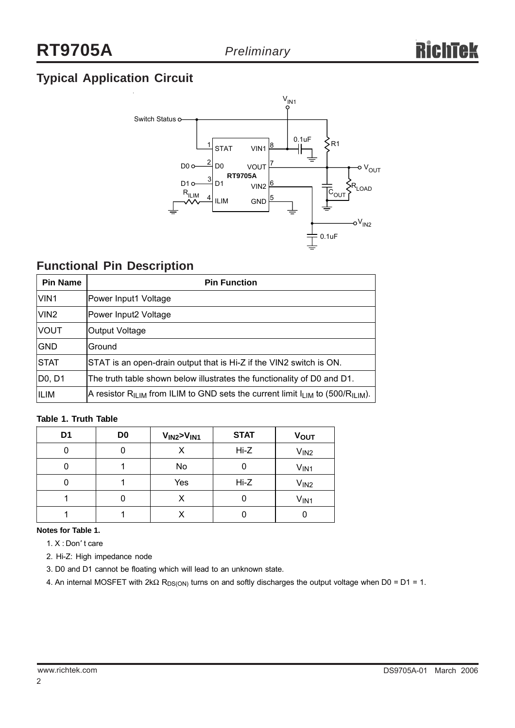## Typical Application Circuit

## Functional Pin Description

| Pin Name | Pin Function |
|---|---|
| VIN1 | Power Input1 Voltage |
| VIN2 | Power Input2 Voltage |
| VOUT | Output Voltage |
| GND | Ground |
| STAT | STAT is an open-drain output that is Hi-Z if the VIN2 switch is ON. |
| D0, D1 | The truth table shown below illustrates the functionality of D0 and D1. |
| ILIM | A resistor $R_{ILIM}$ from ILIM to GND sets the current limit $I_{LIM}$ to $(500/R_{ILIM})$. |

**Table 1. Truth Table**

| D1 | D0 | $V_{IN2}$>$V_{IN1}$ | STAT | $V_{OUT}$ |
|---|---|---|---|---|
| 0 | 0 | X | Hi-Z | $V_{IN2}$ |
| 0 | 1 | No | 0 | $V_{IN1}$ |
| 0 | 1 | Yes | Hi-Z | $V_{IN2}$ |
| 1 | 0 | X | 0 | $V_{IN1}$ |
| 1 | 1 | X | 0 | 0 |

**Notes for Table 1.**

1. X : Don't care
2. Hi-Z: High impedance node
3. D0 and D1 cannot be floating which will lead to an unknown state.
4. An internal MOSFET with 2kΩ $R_{DS(ON)}$ turns on and softly discharges the output voltage when D0 = D1 = 1.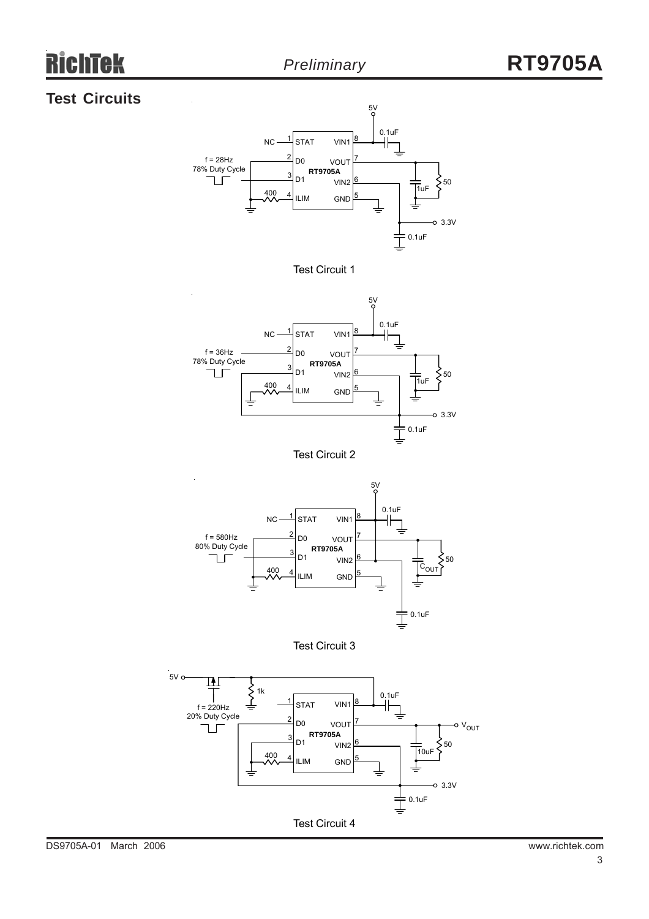## Test Circuits

5V

0.1uF

NC 1 STAT VIN1 8

f = 28Hz
78% Duty Cycle

2 D0 VOUT 7

RT9705A

3 D1 VIN2 6

50

1uF

400 4 ILIM GND 5

3.3V

0.1uF

Test Circuit 1

5V

0.1uF

NC 1 STAT VIN1 8

f = 36Hz
78% Duty Cycle

2 D0 VOUT 7

RT9705A

3 D1 VIN2 6

50

1uF

400 4 ILIM GND 5

3.3V

0.1uF

Test Circuit 2

5V

0.1uF

NC 1 STAT VIN1 8

f = 580Hz
80% Duty Cycle

2 D0 VOUT 7

RT9705A

3 D1 VIN2 6

50

$C_{OUT}$

400 4 ILIM GND 5

0.1uF

Test Circuit 3

5V

1k

f = 220Hz
20% Duty Cycle

0.1uF

1 STAT VIN1 8

2 D0 VOUT 7

$V_{OUT}$

RT9705A

3 D1 VIN2 6

50

10uF

400 4 ILIM GND 5

3.3V

0.1uF

Test Circuit 4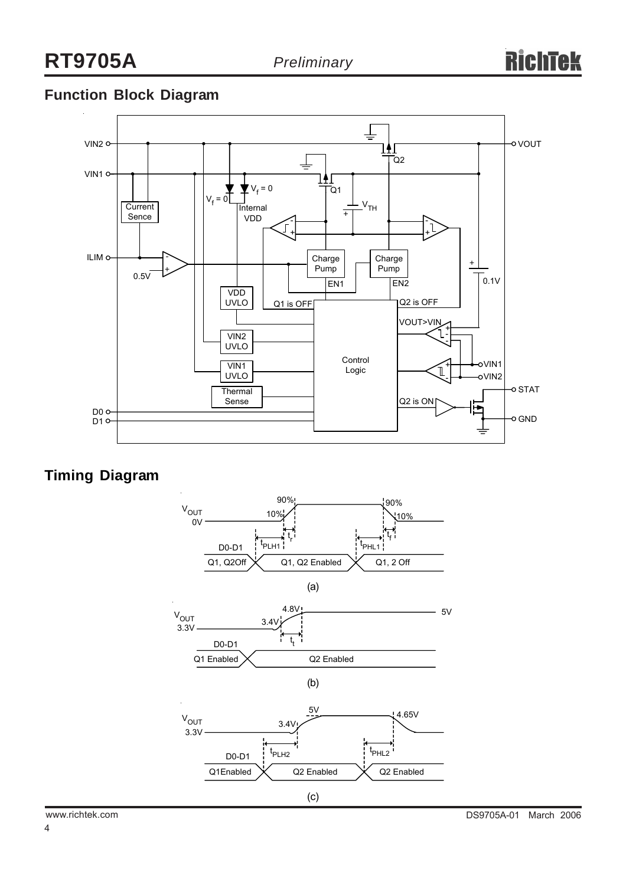## Function Block Diagram

## Timing Diagram

(a)

(b)

(c)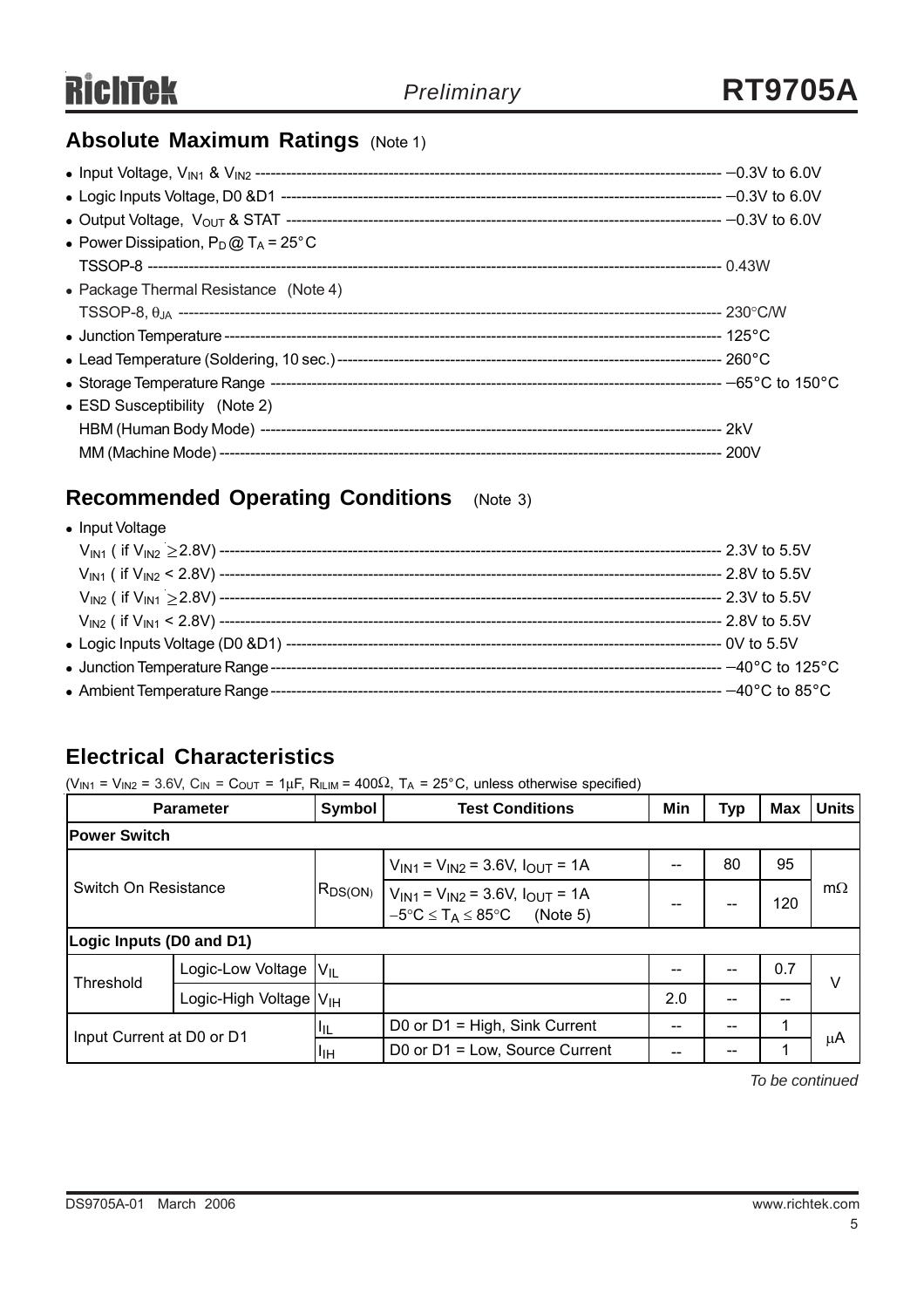## Absolute Maximum Ratings (Note 1)

- Input Voltage, $V_{IN1}$ & $V_{IN2}$ ---------- −0.3V to 6.0V
- Logic Inputs Voltage, D0 &D1 ---------- −0.3V to 6.0V
- Output Voltage, $V_{OUT}$ & STAT ---------- −0.3V to 6.0V
- Power Dissipation, $P_D$ @ $T_A$ = 25°C
  TSSOP-8 ---------- 0.43W
- Package Thermal Resistance (Note 4)
  TSSOP-8, $\theta_{JA}$ ---------- 230°C/W
- Junction Temperature ---------- 125°C
- Lead Temperature (Soldering, 10 sec.) ---------- 260°C
- Storage Temperature Range ---------- −65°C to 150°C
- ESD Susceptibility (Note 2)
  HBM (Human Body Mode) ---------- 2kV
  MM (Machine Mode) ---------- 200V

## Recommended Operating Conditions (Note 3)

- Input Voltage
  $V_{IN1}$ ( if $V_{IN2} \geq 2.8V$) ---------- 2.3V to 5.5V
  $V_{IN1}$ ( if $V_{IN2} < 2.8V$) ---------- 2.8V to 5.5V
  $V_{IN2}$ ( if $V_{IN1} \geq 2.8V$) ---------- 2.3V to 5.5V
  $V_{IN2}$ ( if $V_{IN1} < 2.8V$) ---------- 2.8V to 5.5V
- Logic Inputs Voltage (D0 &D1) ---------- 0V to 5.5V
- Junction Temperature Range ---------- −40°C to 125°C
- Ambient Temperature Range ---------- −40°C to 85°C

## Electrical Characteristics

($V_{IN1}$ = $V_{IN2}$ = 3.6V, $C_{IN}$ = $C_{OUT}$ = 1μF, $R_{ILIM}$ = 400Ω, $T_A$ = 25°C, unless otherwise specified)

| Parameter | | Symbol | Test Conditions | Min | Typ | Max | Units |
|---|---|---|---|---|---|---|---|
| **Power Switch** | | | | | | | |
| Switch On Resistance | | $R_{DS(ON)}$ | $V_{IN1}$ = $V_{IN2}$ = 3.6V, $I_{OUT}$ = 1A | -- | 80 | 95 | mΩ |
| | | | $V_{IN1}$ = $V_{IN2}$ = 3.6V, $I_{OUT}$ = 1A $-5°C \leq T_A \leq 85°C$ (Note 5) | -- | -- | 120 | |
| **Logic Inputs (D0 and D1)** | | | | | | | |
| Threshold | Logic-Low Voltage | $V_{IL}$ | | -- | -- | 0.7 | V |
| | Logic-High Voltage | $V_{IH}$ | | 2.0 | -- | -- | |
| Input Current at D0 or D1 | | $I_{IL}$ | D0 or D1 = High, Sink Current | -- | -- | 1 | μA |
| | | $I_{IH}$ | D0 or D1 = Low, Source Current | -- | -- | 1 | |

*To be continued*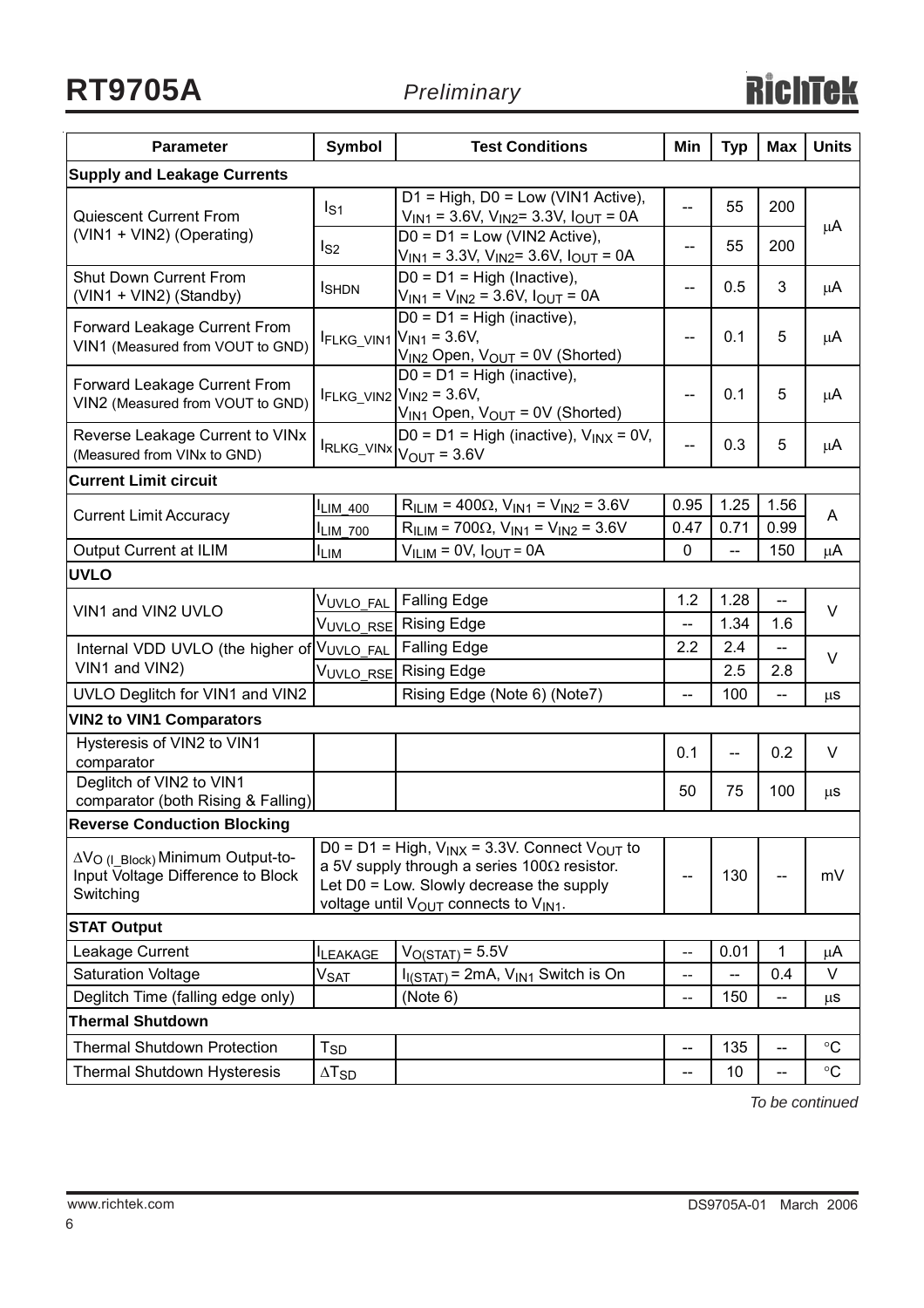| Parameter | Symbol | Test Conditions | Min | Typ | Max | Units |
|---|---|---|---|---|---|---|
| **Supply and Leakage Currents** | | | | | | |
| Quiescent Current From (VIN1 + VIN2) (Operating) | $I_{S1}$ | D1 = High, D0 = Low (VIN1 Active), $V_{IN1}$ = 3.6V, $V_{IN2}$= 3.3V, $I_{OUT}$ = 0A | -- | 55 | 200 | μA |
| | $I_{S2}$ | D0 = D1 = Low (VIN2 Active), $V_{IN1}$ = 3.3V, $V_{IN2}$= 3.6V, $I_{OUT}$ = 0A | -- | 55 | 200 | |
| Shut Down Current From (VIN1 + VIN2) (Standby) | $I_{SHDN}$ | D0 = D1 = High (Inactive), $V_{IN1}$ = $V_{IN2}$ = 3.6V, $I_{OUT}$ = 0A | -- | 0.5 | 3 | μA |
| Forward Leakage Current From VIN1 (Measured from VOUT to GND) | $I_{FLKG\_VIN1}$ | D0 = D1 = High (inactive), $V_{IN1}$ = 3.6V, $V_{IN2}$ Open, $V_{OUT}$ = 0V (Shorted) | -- | 0.1 | 5 | μA |
| Forward Leakage Current From VIN2 (Measured from VOUT to GND) | $I_{FLKG\_VIN2}$ | D0 = D1 = High (inactive), $V_{IN2}$ = 3.6V, $V_{IN1}$ Open, $V_{OUT}$ = 0V (Shorted) | -- | 0.1 | 5 | μA |
| Reverse Leakage Current to VINx (Measured from VINx to GND) | $I_{RLKG\_VINx}$ | D0 = D1 = High (inactive), $V_{INX}$ = 0V, $V_{OUT}$ = 3.6V | -- | 0.3 | 5 | μA |
| **Current Limit circuit** | | | | | | |
| Current Limit Accuracy | $I_{LIM\_400}$ | $R_{ILIM}$ = 400Ω, $V_{IN1}$ = $V_{IN2}$ = 3.6V | 0.95 | 1.25 | 1.56 | A |
| | $I_{LIM\_700}$ | $R_{ILIM}$ = 700Ω, $V_{IN1}$ = $V_{IN2}$ = 3.6V | 0.47 | 0.71 | 0.99 | |
| Output Current at ILIM | $I_{LIM}$ | $V_{ILIM}$ = 0V, $I_{OUT}$ = 0A | 0 | -- | 150 | μA |
| **UVLO** | | | | | | |
| VIN1 and VIN2 UVLO | $V_{UVLO\_FAL}$ | Falling Edge | 1.2 | 1.28 | -- | V |
| | $V_{UVLO\_RSE}$ | Rising Edge | -- | 1.34 | 1.6 | |
| Internal VDD UVLO (the higher of VIN1 and VIN2) | $V_{UVLO\_FAL}$ | Falling Edge | 2.2 | 2.4 | -- | V |
| | $V_{UVLO\_RSE}$ | Rising Edge | | 2.5 | 2.8 | |
| UVLO Deglitch for VIN1 and VIN2 | | Rising Edge (Note 6) (Note7) | -- | 100 | -- | μs |
| **VIN2 to VIN1 Comparators** | | | | | | |
| Hysteresis of VIN2 to VIN1 comparator | | | 0.1 | -- | 0.2 | V |
| Deglitch of VIN2 to VIN1 comparator (both Rising & Falling) | | | 50 | 75 | 100 | μs |
| **Reverse Conduction Blocking** | | | | | | |
| $\Delta V_{O\ (I\_Block)}$ Minimum Output-to-Input Voltage Difference to Block Switching | | D0 = D1 = High, $V_{INX}$ = 3.3V. Connect $V_{OUT}$ to a 5V supply through a series 100Ω resistor. Let D0 = Low. Slowly decrease the supply voltage until $V_{OUT}$ connects to $V_{IN1}$. | -- | 130 | -- | mV |
| **STAT Output** | | | | | | |
| Leakage Current | $I_{LEAKAGE}$ | $V_{O(STAT)}$ = 5.5V | -- | 0.01 | 1 | μA |
| Saturation Voltage | $V_{SAT}$ | $I_{I(STAT)}$ = 2mA, $V_{IN1}$ Switch is On | -- | -- | 0.4 | V |
| Deglitch Time (falling edge only) | | (Note 6) | -- | 150 | -- | μs |
| **Thermal Shutdown** | | | | | | |
| Thermal Shutdown Protection | $T_{SD}$ | | -- | 135 | -- | °C |
| Thermal Shutdown Hysteresis | $\Delta T_{SD}$ | | -- | 10 | -- | °C |

*To be continued*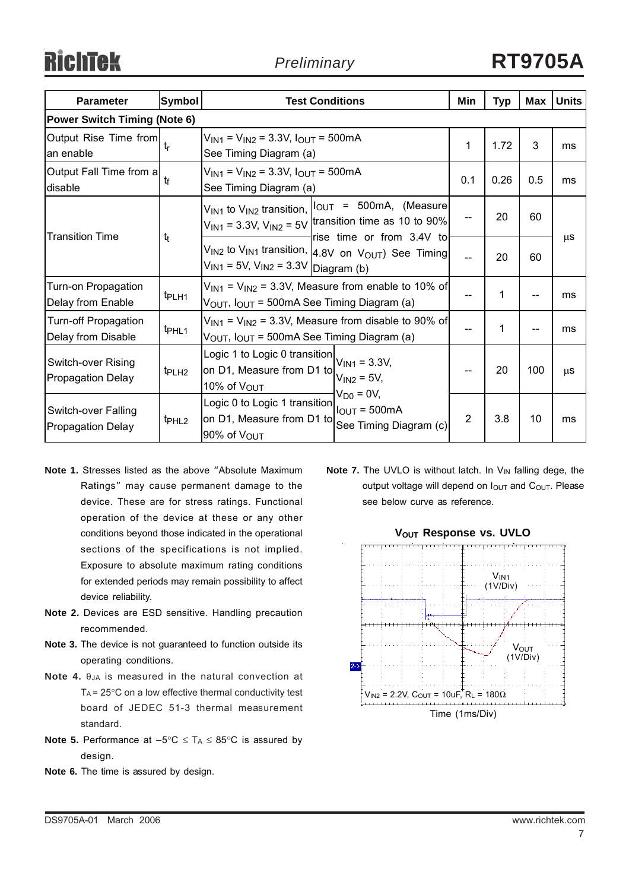| Parameter | Symbol | Test Conditions | | Min | Typ | Max | Units |
|---|---|---|---|---|---|---|---|
| **Power Switch Timing (Note 6)** | | | | | | | |
| Output Rise Time from an enable | $t_r$ | $V_{IN1} = V_{IN2} = 3.3V$, $I_{OUT} = 500mA$ See Timing Diagram (a) | | 1 | 1.72 | 3 | ms |
| Output Fall Time from a disable | $t_f$ | $V_{IN1} = V_{IN2} = 3.3V$, $I_{OUT} = 500mA$ See Timing Diagram (a) | | 0.1 | 0.26 | 0.5 | ms |
| Transition Time | $t_t$ | $V_{IN1}$ to $V_{IN2}$ transition, $V_{IN1} = 3.3V$, $V_{IN2} = 5V$ | $I_{OUT}$ = 500mA, (Measure transition time as 10 to 90% rise time or from 3.4V to 4.8V on $V_{OUT}$) See Timing Diagram (b) | -- | 20 | 60 | μs |
| | | $V_{IN2}$ to $V_{IN1}$ transition, $V_{IN1} = 5V$, $V_{IN2} = 3.3V$ | | -- | 20 | 60 | |
| Turn-on Propagation Delay from Enable | $t_{PLH1}$ | $V_{IN1} = V_{IN2} = 3.3V$, Measure from enable to 10% of $V_{OUT}$, $I_{OUT} = 500mA$ See Timing Diagram (a) | | -- | 1 | -- | ms |
| Turn-off Propagation Delay from Disable | $t_{PHL1}$ | $V_{IN1} = V_{IN2} = 3.3V$, Measure from disable to 90% of $V_{OUT}$, $I_{OUT} = 500mA$ See Timing Diagram (a) | | -- | 1 | -- | ms |
| Switch-over Rising Propagation Delay | $t_{PLH2}$ | Logic 1 to Logic 0 transition on D1, Measure from D1 to 10% of $V_{OUT}$ | $V_{IN1} = 3.3V$, $V_{IN2} = 5V$, $V_{D0} = 0V$, $I_{OUT} = 500mA$ See Timing Diagram (c) | -- | 20 | 100 | μs |
| Switch-over Falling Propagation Delay | $t_{PHL2}$ | Logic 0 to Logic 1 transition on D1, Measure from D1 to 90% of $V_{OUT}$ | | 2 | 3.8 | 10 | ms |

**Note 1.** Stresses listed as the above "Absolute Maximum Ratings" may cause permanent damage to the device. These are for stress ratings. Functional operation of the device at these or any other conditions beyond those indicated in the operational sections of the specifications is not implied. Exposure to absolute maximum rating conditions for extended periods may remain possibility to affect device reliability.

**Note 2.** Devices are ESD sensitive. Handling precaution recommended.

**Note 3.** The device is not guaranteed to function outside its operating conditions.

**Note 4.** $\theta_{JA}$ is measured in the natural convection at $T_A = 25°C$ on a low effective thermal conductivity test board of JEDEC 51-3 thermal measurement standard.

**Note 5.** Performance at $-5°C \leq T_A \leq 85°C$ is assured by design.

**Note 6.** The time is assured by design.

**Note 7.** The UVLO is without latch. In $V_{IN}$ falling dege, the output voltage will depend on $I_{OUT}$ and $C_{OUT}$. Please see below curve as reference.

**$V_{OUT}$ Response vs. UVLO**

$V_{IN1}$ (1V/Div)

$V_{OUT}$ (1V/Div)

$V_{IN2} = 2.2V$, $C_{OUT} = 10uF$, $R_L = 180\Omega$

Time (1ms/Div)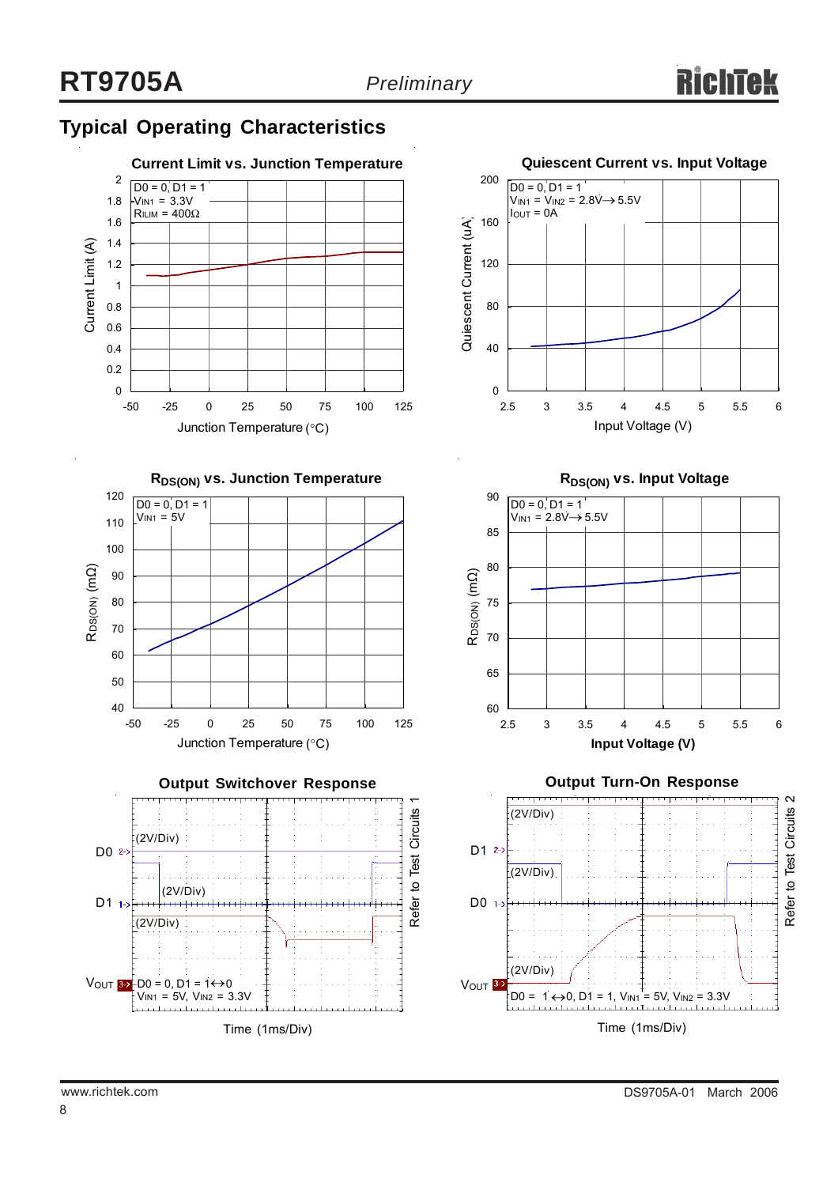## Typical Operating Characteristics

**Current Limit vs. Junction Temperature**

D0 = 0, D1 = 1
$V_{IN1}$ = 3.3V
$R_{ILIM}$ = 400Ω

Current Limit (A): 0, 0.2, 0.4, 0.6, 0.8, 1, 1.2, 1.4, 1.6, 1.8, 2

Junction Temperature (°C): -50, -25, 0, 25, 50, 75, 100, 125

**Quiescent Current vs. Input Voltage**

D0 = 0, D1 = 1
$V_{IN1}$ = $V_{IN2}$ = 2.8V→5.5V
$I_{OUT}$ = 0A

Quiescent Current (uA): 0, 40, 80, 120, 160, 200

Input Voltage (V): 2.5, 3, 3.5, 4, 4.5, 5, 5.5, 6

**$R_{DS(ON)}$ vs. Junction Temperature**

D0 = 0, D1 = 1
$V_{IN1}$ = 5V

$R_{DS(ON)}$ (mΩ): 40, 50, 60, 70, 80, 90, 100, 110, 120

Junction Temperature (°C): -50, -25, 0, 25, 50, 75, 100, 125

**$R_{DS(ON)}$ vs. Input Voltage**

D0 = 0, D1 = 1
$V_{IN1}$ = 2.8V→5.5V

$R_{DS(ON)}$ (mΩ): 60, 65, 70, 75, 80, 85, 90

Input Voltage (V): 2.5, 3, 3.5, 4, 4.5, 5, 5.5, 6

**Output Switchover Response**

Refer to Test Circuits 1

D0 (2V/Div)
D1 (2V/Div)
$V_{OUT}$ (2V/Div)

D0 = 0, D1 = 1↔0
$V_{IN1}$ = 5V, $V_{IN2}$ = 3.3V

Time (1ms/Div)

**Output Turn-On Response**

Refer to Test Circuits 2

D1 (2V/Div)
D0 (2V/Div)
$V_{OUT}$ (2V/Div)

D0 = 1↔0, D1 = 1, $V_{IN1}$ = 5V, $V_{IN2}$ = 3.3V

Time (1ms/Div)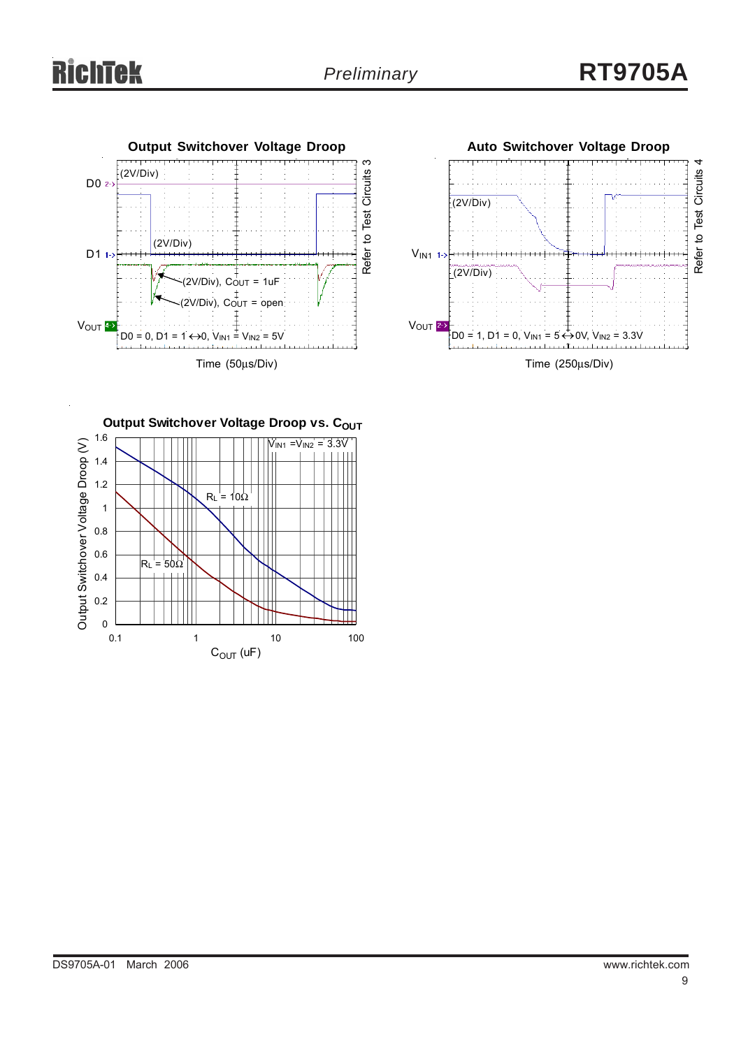**Output Switchover Voltage Droop**

D0 (2V/Div)

D1 (2V/Div)

$V_{OUT}$ (2V/Div), $C_{OUT}$ = 1uF

(2V/Div), $C_{OUT}$ = open

D0 = 0, D1 = 1 ↔ 0, $V_{IN1}$ = $V_{IN2}$ = 5V

Time (50μs/Div)

Refer to Test Circuits 3

**Auto Switchover Voltage Droop**

$V_{IN1}$ (2V/Div)

$V_{OUT}$ (2V/Div)

D0 = 1, D1 = 0, $V_{IN1}$ = 5 ↔ 0V, $V_{IN2}$ = 3.3V

Time (250μs/Div)

Refer to Test Circuits 4

**Output Switchover Voltage Droop vs. $C_{OUT}$**

$V_{IN1}$ = $V_{IN2}$ = 3.3V

$R_L$ = 10Ω

$R_L$ = 50Ω

Output Switchover Voltage Droop (V)

$C_{OUT}$ (uF)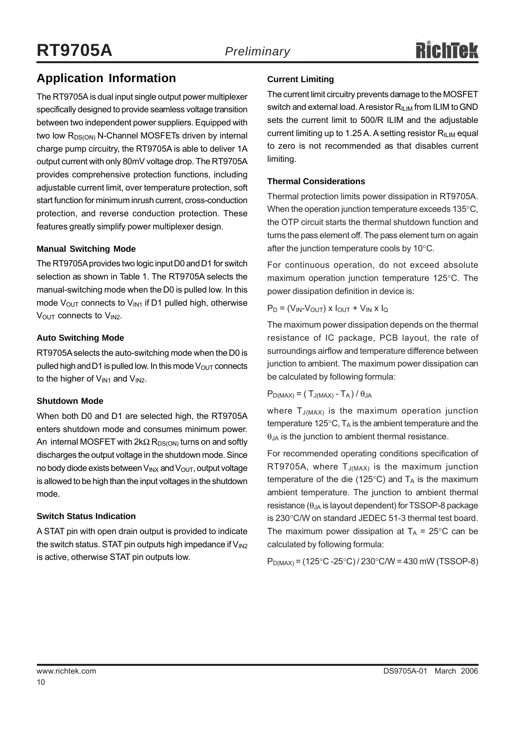## Application Information

The RT9705A is dual input single output power multiplexer specifically designed to provide seamless voltage transition between two independent power suppliers. Equipped with two low $R_{DS(ON)}$ N-Channel MOSFETs driven by internal charge pump circuitry, the RT9705A is able to deliver 1A output current with only 80mV voltage drop. The RT9705A provides comprehensive protection functions, including adjustable current limit, over temperature protection, soft start function for minimum inrush current, cross-conduction protection, and reverse conduction protection. These features greatly simplify power multiplexer design.

### Manual Switching Mode

The RT9705A provides two logic input D0 and D1 for switch selection as shown in Table 1. The RT9705A selects the manual-switching mode when the D0 is pulled low. In this mode $V_{OUT}$ connects to $V_{IN1}$ if D1 pulled high, otherwise $V_{OUT}$ connects to $V_{IN2}$.

### Auto Switching Mode

RT9705A selects the auto-switching mode when the D0 is pulled high and D1 is pulled low. In this mode $V_{OUT}$ connects to the higher of $V_{IN1}$ and $V_{IN2}$.

### Shutdown Mode

When both D0 and D1 are selected high, the RT9705A enters shutdown mode and consumes minimum power. An internal MOSFET with 2kΩ $R_{DS(ON)}$ turns on and softly discharges the output voltage in the shutdown mode. Since no body diode exists between $V_{INX}$ and $V_{OUT}$, output voltage is allowed to be high than the input voltages in the shutdown mode.

### Switch Status Indication

A STAT pin with open drain output is provided to indicate the switch status. STAT pin outputs high impedance if $V_{IN2}$ is active, otherwise STAT pin outputs low.

### Current Limiting

The current limit circuitry prevents damage to the MOSFET switch and external load. A resistor $R_{ILIM}$ from ILIM to GND sets the current limit to 500/R ILIM and the adjustable current limiting up to 1.25 A. A setting resistor $R_{ILIM}$ equal to zero is not recommended as that disables current limiting.

### Thermal Considerations

Thermal protection limits power dissipation in RT9705A. When the operation junction temperature exceeds 135°C, the OTP circuit starts the thermal shutdown function and turns the pass element off. The pass element turn on again after the junction temperature cools by 10°C.

For continuous operation, do not exceed absolute maximum operation junction temperature 125°C. The power dissipation definition in device is:

$$P_D = (V_{IN} - V_{OUT}) \times I_{OUT} + V_{IN} \times I_Q$$

The maximum power dissipation depends on the thermal resistance of IC package, PCB layout, the rate of surroundings airflow and temperature difference between junction to ambient. The maximum power dissipation can be calculated by following formula:

$$P_{D(MAX)} = ( T_{J(MAX)} - T_A ) / \theta_{JA}$$

where $T_{J(MAX)}$ is the maximum operation junction temperature 125°C, $T_A$ is the ambient temperature and the $\theta_{JA}$ is the junction to ambient thermal resistance.

For recommended operating conditions specification of RT9705A, where $T_{J(MAX)}$ is the maximum junction temperature of the die (125°C) and $T_A$ is the maximum ambient temperature. The junction to ambient thermal resistance ($\theta_{JA}$ is layout dependent) for TSSOP-8 package is 230°C/W on standard JEDEC 51-3 thermal test board. The maximum power dissipation at $T_A$ = 25°C can be calculated by following formula:

$$P_{D(MAX)} = (125°C - 25°C) / 230°C/W = 430 \text{ mW (TSSOP-8)}$$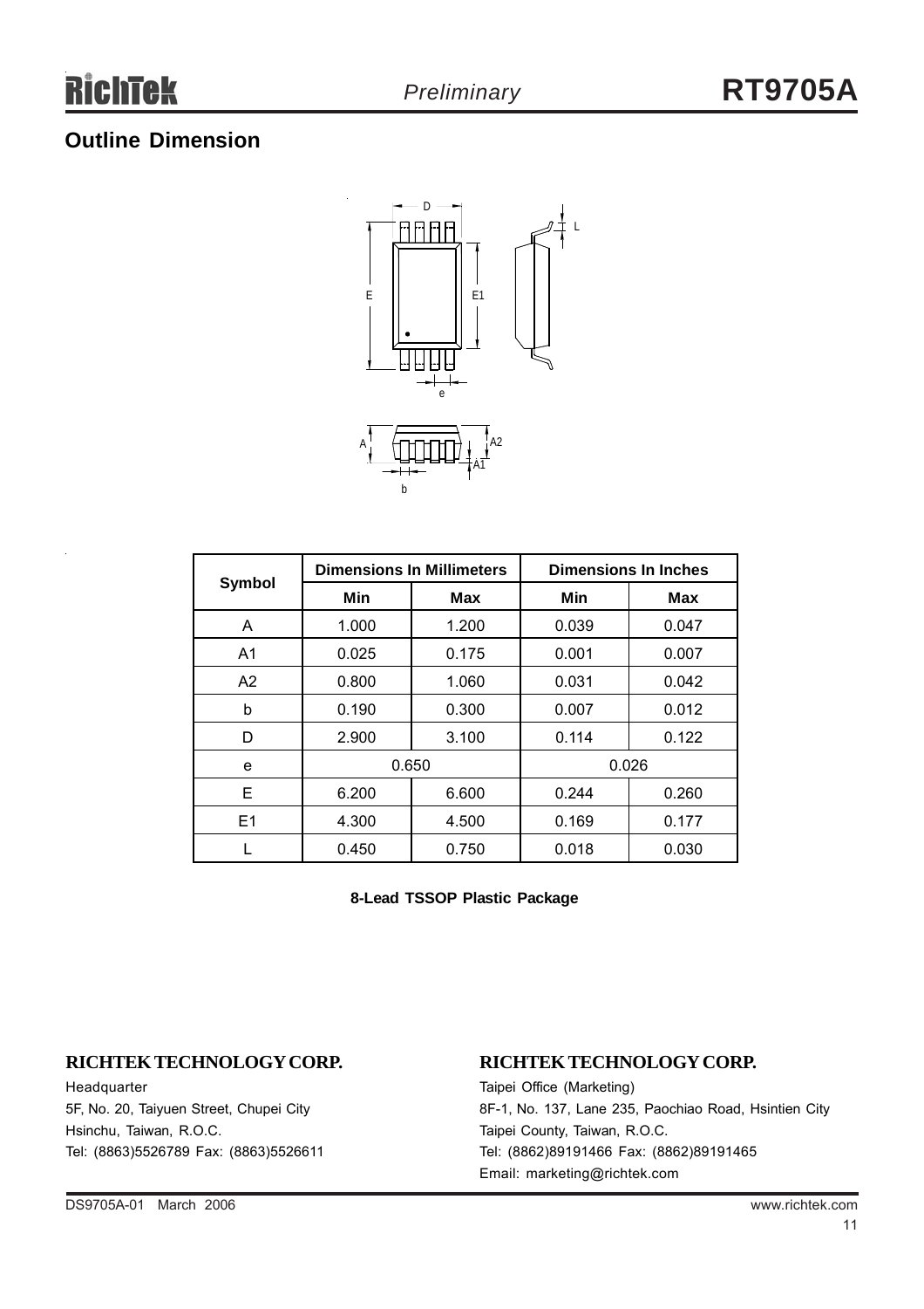## Outline Dimension

D
L
E
E1
e
A
A2
A1
b

| Symbol | Dimensions In Millimeters | | Dimensions In Inches | |
|---|---|---|---|---|
| | Min | Max | Min | Max |
| A | 1.000 | 1.200 | 0.039 | 0.047 |
| A1 | 0.025 | 0.175 | 0.001 | 0.007 |
| A2 | 0.800 | 1.060 | 0.031 | 0.042 |
| b | 0.190 | 0.300 | 0.007 | 0.012 |
| D | 2.900 | 3.100 | 0.114 | 0.122 |
| e | 0.650 | | 0.026 | |
| E | 6.200 | 6.600 | 0.244 | 0.260 |
| E1 | 4.300 | 4.500 | 0.169 | 0.177 |
| L | 0.450 | 0.750 | 0.018 | 0.030 |

**8-Lead TSSOP Plastic Package**

**RICHTEK TECHNOLOGY CORP.**

Headquarter
5F, No. 20, Taiyuen Street, Chupei City
Hsinchu, Taiwan, R.O.C.
Tel: (8863)5526789 Fax: (8863)5526611

**RICHTEK TECHNOLOGY CORP.**

Taipei Office (Marketing)
8F-1, No. 137, Lane 235, Paochiao Road, Hsintien City
Taipei County, Taiwan, R.O.C.
Tel: (8862)89191466 Fax: (8862)89191465
Email: marketing@richtek.com